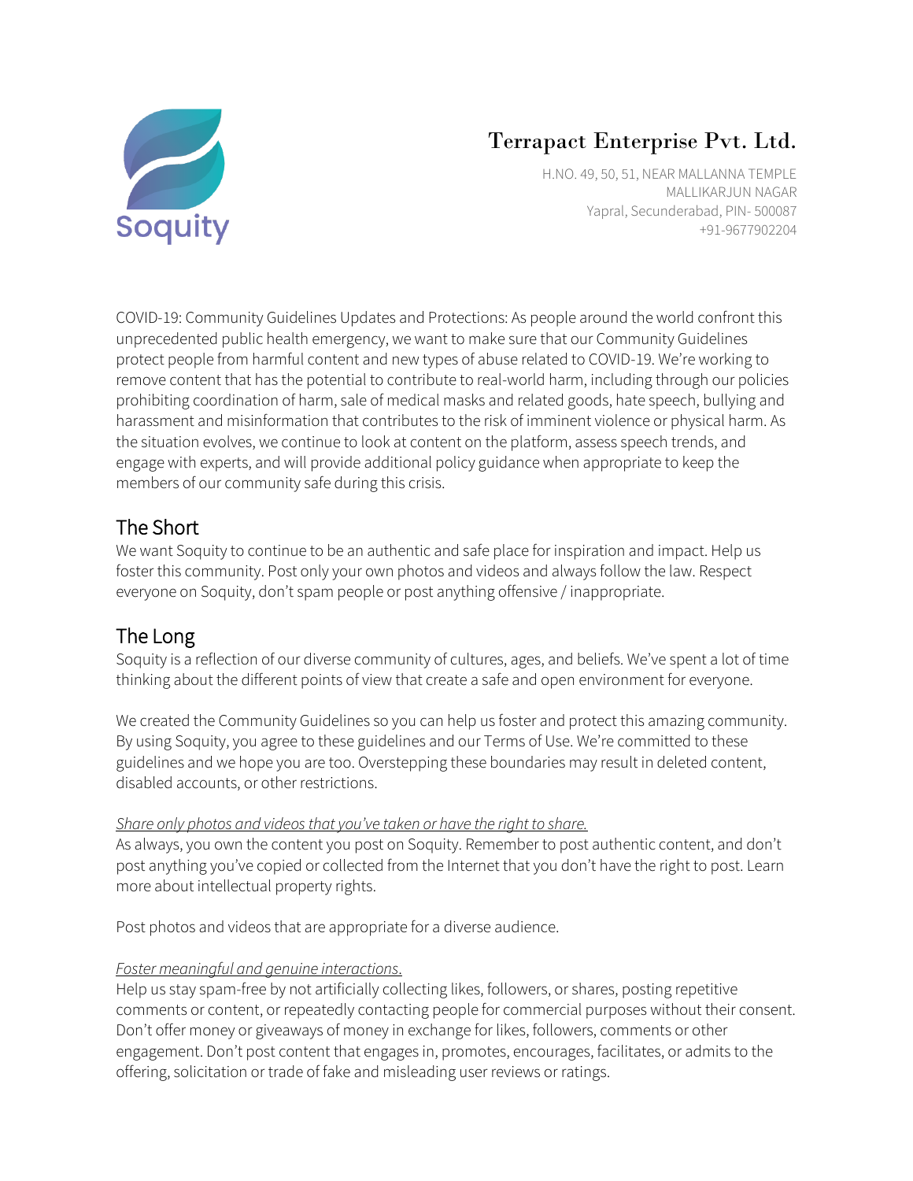Soquity

# Terrapact Enterprise Pvt. Ltd.

H.NO. 49, 50, 51, NEAR MALLANNA TEMPLE
MALLIKARJUN NAGAR
Yapral, Secunderabad, PIN- 500087
+91-9677902204

COVID-19: Community Guidelines Updates and Protections: As people around the world confront this unprecedented public health emergency, we want to make sure that our Community Guidelines protect people from harmful content and new types of abuse related to COVID-19. We're working to remove content that has the potential to contribute to real-world harm, including through our policies prohibiting coordination of harm, sale of medical masks and related goods, hate speech, bullying and harassment and misinformation that contributes to the risk of imminent violence or physical harm. As the situation evolves, we continue to look at content on the platform, assess speech trends, and engage with experts, and will provide additional policy guidance when appropriate to keep the members of our community safe during this crisis.

## The Short

We want Soquity to continue to be an authentic and safe place for inspiration and impact. Help us foster this community. Post only your own photos and videos and always follow the law. Respect everyone on Soquity, don't spam people or post anything offensive / inappropriate.

## The Long

Soquity is a reflection of our diverse community of cultures, ages, and beliefs. We've spent a lot of time thinking about the different points of view that create a safe and open environment for everyone.

We created the Community Guidelines so you can help us foster and protect this amazing community. By using Soquity, you agree to these guidelines and our Terms of Use. We're committed to these guidelines and we hope you are too. Overstepping these boundaries may result in deleted content, disabled accounts, or other restrictions.

*Share only photos and videos that you've taken or have the right to share.*

As always, you own the content you post on Soquity. Remember to post authentic content, and don't post anything you've copied or collected from the Internet that you don't have the right to post. Learn more about intellectual property rights.

Post photos and videos that are appropriate for a diverse audience.

*Foster meaningful and genuine interactions.*

Help us stay spam-free by not artificially collecting likes, followers, or shares, posting repetitive comments or content, or repeatedly contacting people for commercial purposes without their consent. Don't offer money or giveaways of money in exchange for likes, followers, comments or other engagement. Don't post content that engages in, promotes, encourages, facilitates, or admits to the offering, solicitation or trade of fake and misleading user reviews or ratings.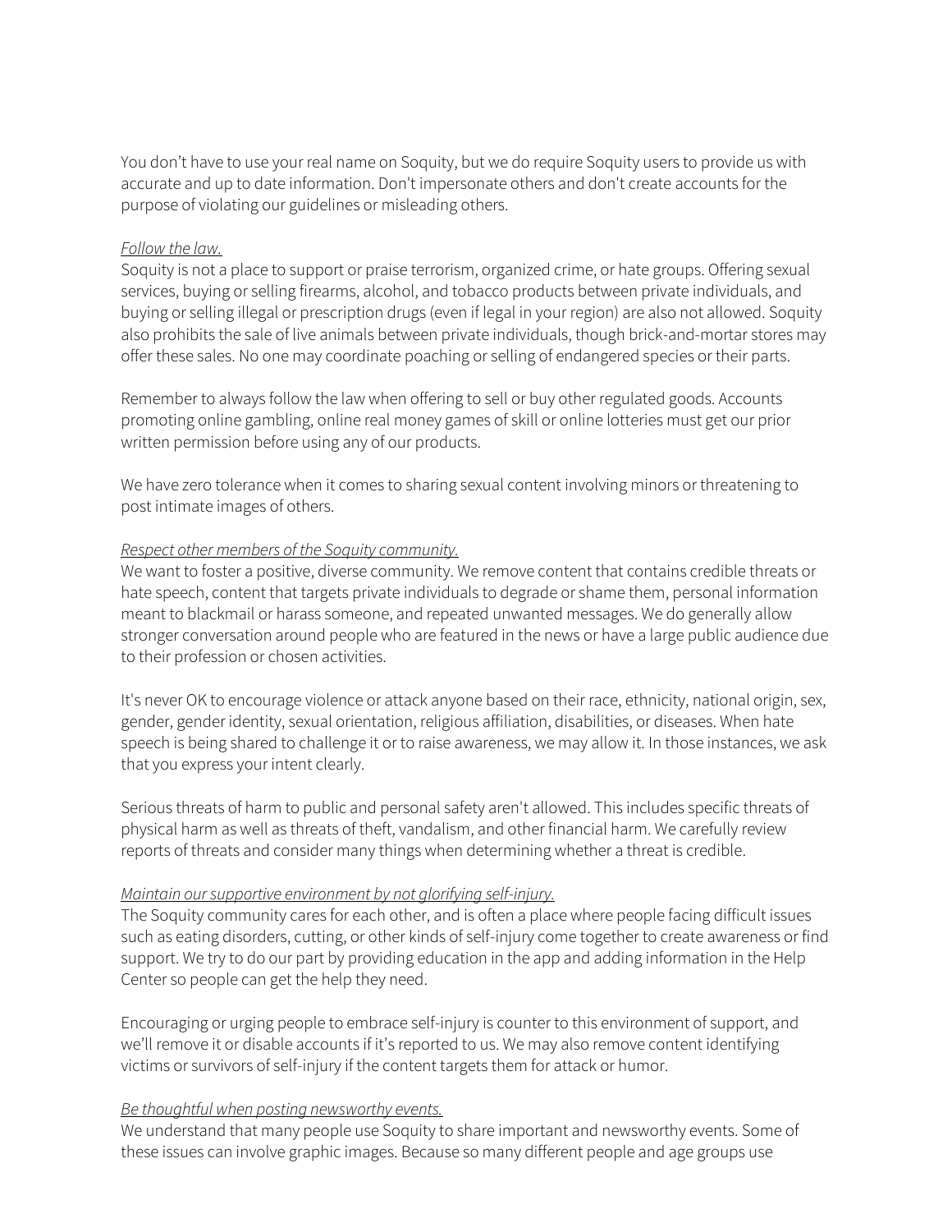You don't have to use your real name on Soquity, but we do require Soquity users to provide us with accurate and up to date information. Don't impersonate others and don't create accounts for the purpose of violating our guidelines or misleading others.

*Follow the law.*
Soquity is not a place to support or praise terrorism, organized crime, or hate groups. Offering sexual services, buying or selling firearms, alcohol, and tobacco products between private individuals, and buying or selling illegal or prescription drugs (even if legal in your region) are also not allowed. Soquity also prohibits the sale of live animals between private individuals, though brick-and-mortar stores may offer these sales. No one may coordinate poaching or selling of endangered species or their parts.

Remember to always follow the law when offering to sell or buy other regulated goods. Accounts promoting online gambling, online real money games of skill or online lotteries must get our prior written permission before using any of our products.

We have zero tolerance when it comes to sharing sexual content involving minors or threatening to post intimate images of others.

*Respect other members of the Soquity community.*
We want to foster a positive, diverse community. We remove content that contains credible threats or hate speech, content that targets private individuals to degrade or shame them, personal information meant to blackmail or harass someone, and repeated unwanted messages. We do generally allow stronger conversation around people who are featured in the news or have a large public audience due to their profession or chosen activities.

It's never OK to encourage violence or attack anyone based on their race, ethnicity, national origin, sex, gender, gender identity, sexual orientation, religious affiliation, disabilities, or diseases. When hate speech is being shared to challenge it or to raise awareness, we may allow it. In those instances, we ask that you express your intent clearly.

Serious threats of harm to public and personal safety aren't allowed. This includes specific threats of physical harm as well as threats of theft, vandalism, and other financial harm. We carefully review reports of threats and consider many things when determining whether a threat is credible.

*Maintain our supportive environment by not glorifying self-injury.*
The Soquity community cares for each other, and is often a place where people facing difficult issues such as eating disorders, cutting, or other kinds of self-injury come together to create awareness or find support. We try to do our part by providing education in the app and adding information in the Help Center so people can get the help they need.

Encouraging or urging people to embrace self-injury is counter to this environment of support, and we'll remove it or disable accounts if it's reported to us. We may also remove content identifying victims or survivors of self-injury if the content targets them for attack or humor.

*Be thoughtful when posting newsworthy events.*
We understand that many people use Soquity to share important and newsworthy events. Some of these issues can involve graphic images. Because so many different people and age groups use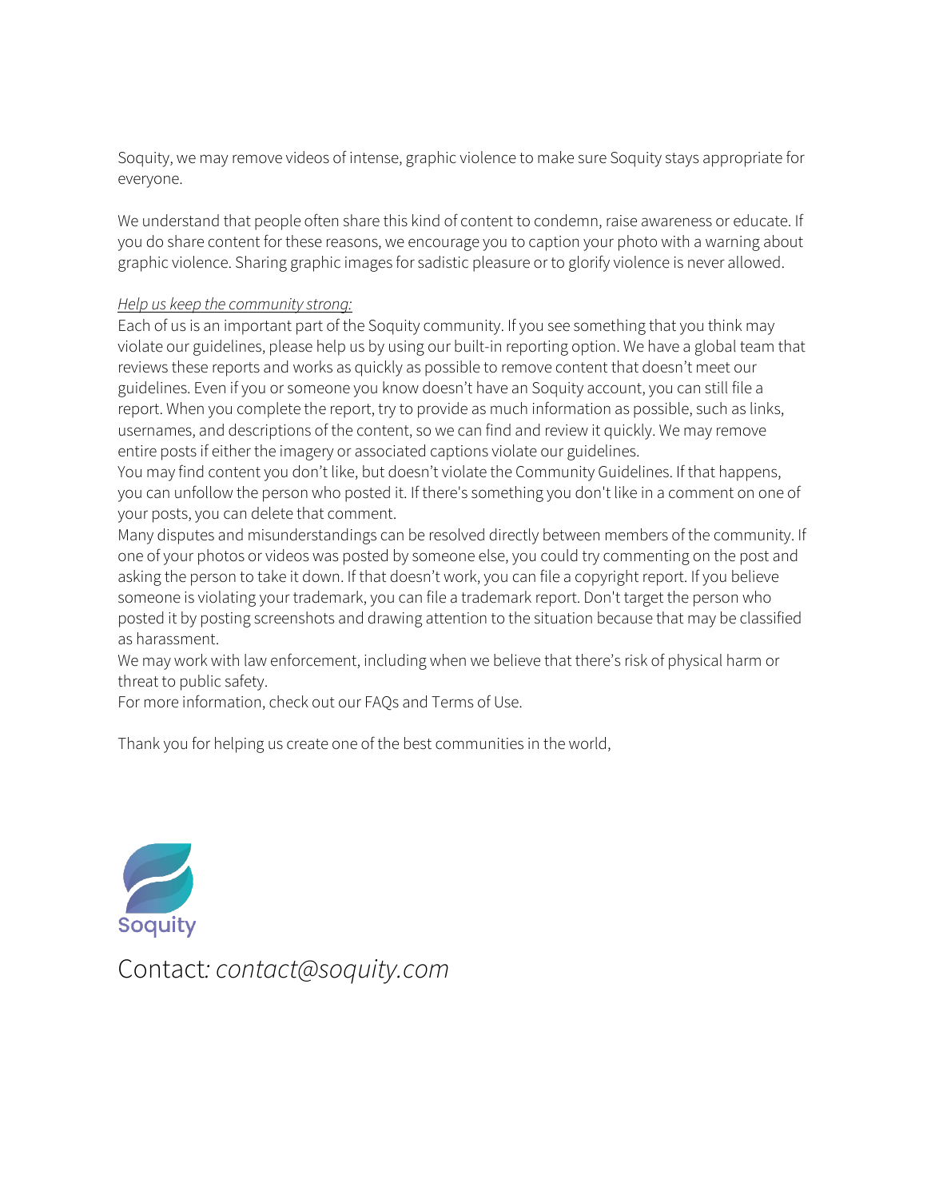Soquity, we may remove videos of intense, graphic violence to make sure Soquity stays appropriate for everyone.

We understand that people often share this kind of content to condemn, raise awareness or educate. If you do share content for these reasons, we encourage you to caption your photo with a warning about graphic violence. Sharing graphic images for sadistic pleasure or to glorify violence is never allowed.

*Help us keep the community strong:*

Each of us is an important part of the Soquity community. If you see something that you think may violate our guidelines, please help us by using our built-in reporting option. We have a global team that reviews these reports and works as quickly as possible to remove content that doesn't meet our guidelines. Even if you or someone you know doesn't have an Soquity account, you can still file a report. When you complete the report, try to provide as much information as possible, such as links, usernames, and descriptions of the content, so we can find and review it quickly. We may remove entire posts if either the imagery or associated captions violate our guidelines.

You may find content you don't like, but doesn't violate the Community Guidelines. If that happens, you can unfollow the person who posted it. If there's something you don't like in a comment on one of your posts, you can delete that comment.

Many disputes and misunderstandings can be resolved directly between members of the community. If one of your photos or videos was posted by someone else, you could try commenting on the post and asking the person to take it down. If that doesn't work, you can file a copyright report. If you believe someone is violating your trademark, you can file a trademark report. Don't target the person who posted it by posting screenshots and drawing attention to the situation because that may be classified as harassment.

We may work with law enforcement, including when we believe that there's risk of physical harm or threat to public safety.

For more information, check out our FAQs and Terms of Use.

Thank you for helping us create one of the best communities in the world,

Soquity

Contact: *contact@soquity.com*